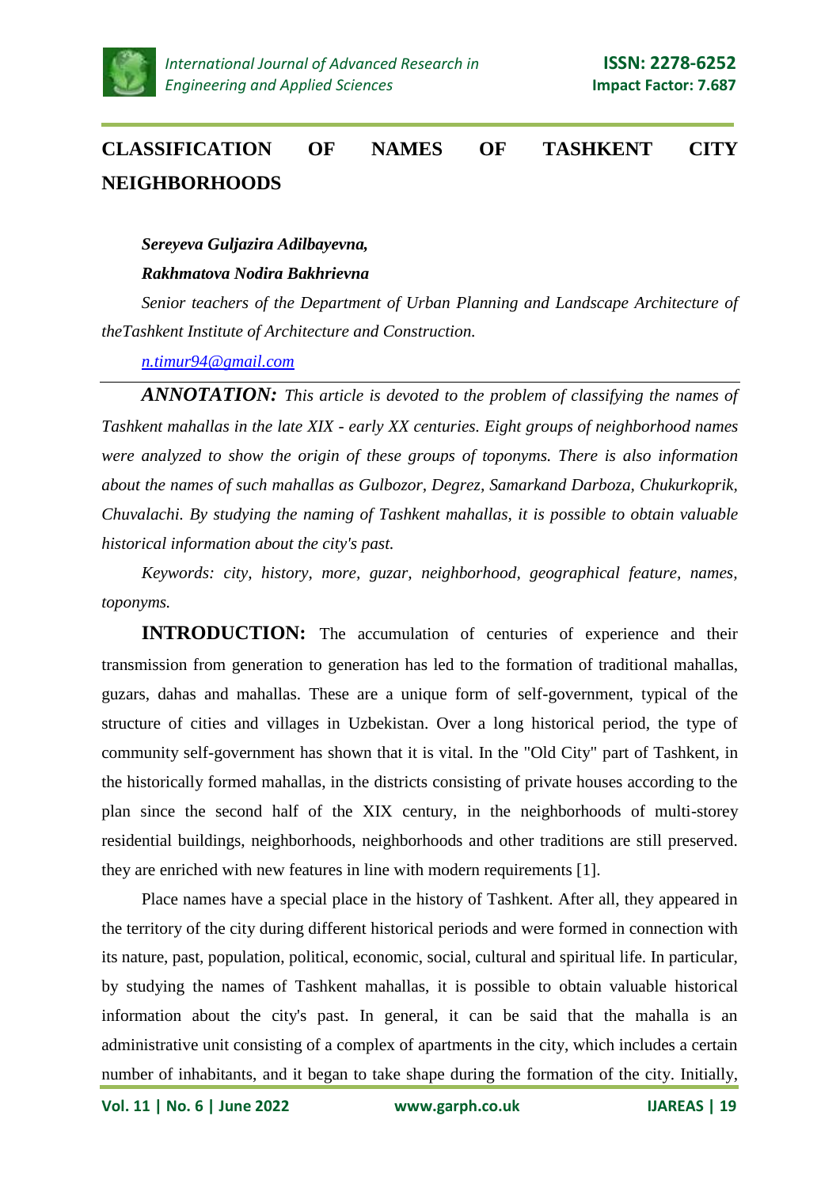# CLASSIFICATION OF NAMES OF TASHKENT CITY NEIGHBORHOODS

***Sereyeva Guljazira Adilbayevna,***

***Rakhmatova Nodira Bakhrievna***

*Senior teachers of the Department of Urban Planning and Landscape Architecture of theTashkent Institute of Architecture and Construction.*

*n.timur94@gmail.com*

---

***ANNOTATION:*** *This article is devoted to the problem of classifying the names of Tashkent mahallas in the late XIX - early XX centuries. Eight groups of neighborhood names were analyzed to show the origin of these groups of toponyms. There is also information about the names of such mahallas as Gulbozor, Degrez, Samarkand Darboza, Chukurkoprik, Chuvalachi. By studying the naming of Tashkent mahallas, it is possible to obtain valuable historical information about the city's past.*

*Keywords: city, history, more, guzar, neighborhood, geographical feature, names, toponyms.*

**INTRODUCTION:** The accumulation of centuries of experience and their transmission from generation to generation has led to the formation of traditional mahallas, guzars, dahas and mahallas. These are a unique form of self-government, typical of the structure of cities and villages in Uzbekistan. Over a long historical period, the type of community self-government has shown that it is vital. In the "Old City" part of Tashkent, in the historically formed mahallas, in the districts consisting of private houses according to the plan since the second half of the XIX century, in the neighborhoods of multi-storey residential buildings, neighborhoods, neighborhoods and other traditions are still preserved. they are enriched with new features in line with modern requirements [1].

Place names have a special place in the history of Tashkent. After all, they appeared in the territory of the city during different historical periods and were formed in connection with its nature, past, population, political, economic, social, cultural and spiritual life. In particular, by studying the names of Tashkent mahallas, it is possible to obtain valuable historical information about the city's past. In general, it can be said that the mahalla is an administrative unit consisting of a complex of apartments in the city, which includes a certain number of inhabitants, and it began to take shape during the formation of the city. Initially,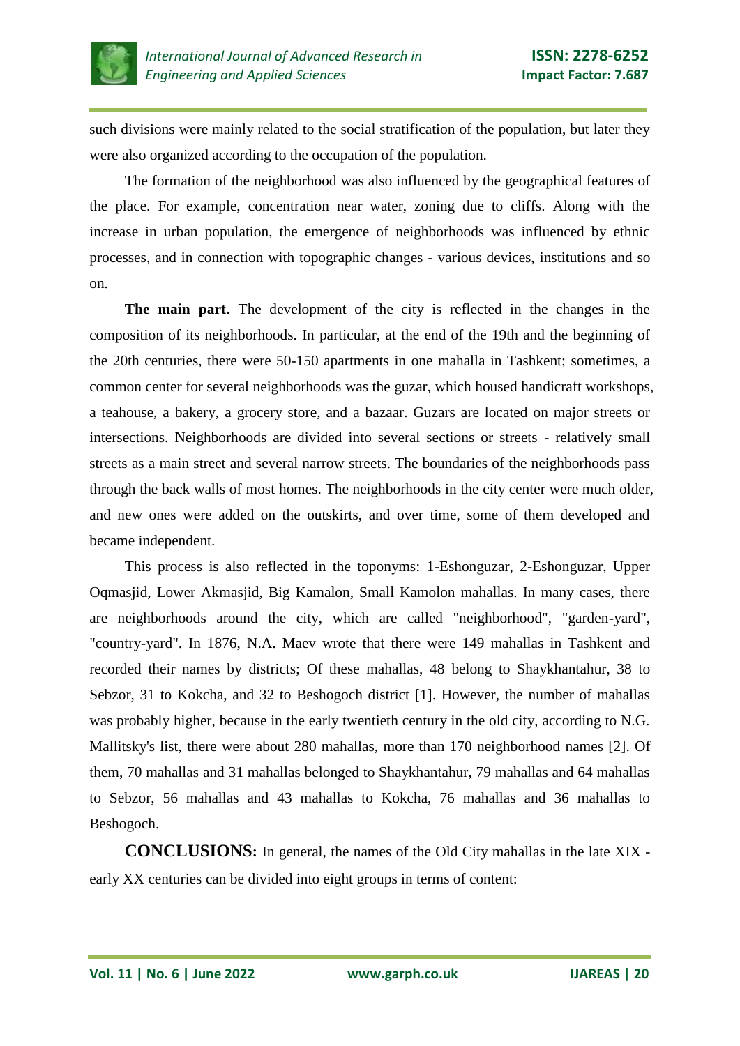such divisions were mainly related to the social stratification of the population, but later they were also organized according to the occupation of the population.

The formation of the neighborhood was also influenced by the geographical features of the place. For example, concentration near water, zoning due to cliffs. Along with the increase in urban population, the emergence of neighborhoods was influenced by ethnic processes, and in connection with topographic changes - various devices, institutions and so on.

**The main part.** The development of the city is reflected in the changes in the composition of its neighborhoods. In particular, at the end of the 19th and the beginning of the 20th centuries, there were 50-150 apartments in one mahalla in Tashkent; sometimes, a common center for several neighborhoods was the guzar, which housed handicraft workshops, a teahouse, a bakery, a grocery store, and a bazaar. Guzars are located on major streets or intersections. Neighborhoods are divided into several sections or streets - relatively small streets as a main street and several narrow streets. The boundaries of the neighborhoods pass through the back walls of most homes. The neighborhoods in the city center were much older, and new ones were added on the outskirts, and over time, some of them developed and became independent.

This process is also reflected in the toponyms: 1-Eshonguzar, 2-Eshonguzar, Upper Oqmasjid, Lower Akmasjid, Big Kamalon, Small Kamolon mahallas. In many cases, there are neighborhoods around the city, which are called "neighborhood", "garden-yard", "country-yard". In 1876, N.A. Maev wrote that there were 149 mahallas in Tashkent and recorded their names by districts; Of these mahallas, 48 belong to Shaykhantahur, 38 to Sebzor, 31 to Kokcha, and 32 to Beshogoch district [1]. However, the number of mahallas was probably higher, because in the early twentieth century in the old city, according to N.G. Mallitsky's list, there were about 280 mahallas, more than 170 neighborhood names [2]. Of them, 70 mahallas and 31 mahallas belonged to Shaykhantahur, 79 mahallas and 64 mahallas to Sebzor, 56 mahallas and 43 mahallas to Kokcha, 76 mahallas and 36 mahallas to Beshogoch.

**CONCLUSIONS:** In general, the names of the Old City mahallas in the late XIX - early XX centuries can be divided into eight groups in terms of content: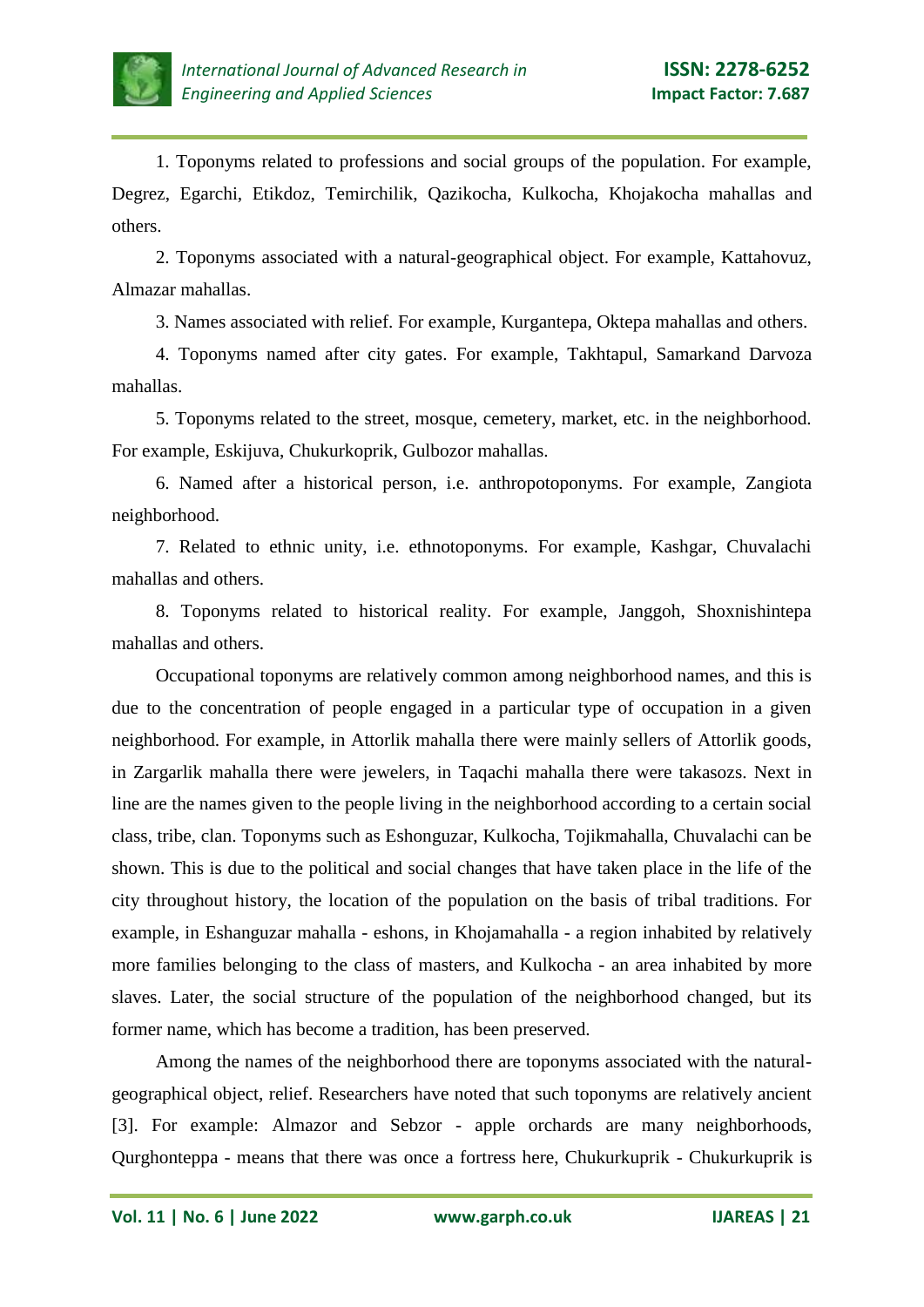1. Toponyms related to professions and social groups of the population. For example, Degrez, Egarchi, Etikdoz, Temirchilik, Qazikocha, Kulkocha, Khojakocha mahallas and others.

2. Toponyms associated with a natural-geographical object. For example, Kattahovuz, Almazar mahallas.

3. Names associated with relief. For example, Kurgantepa, Oktepa mahallas and others.

4. Toponyms named after city gates. For example, Takhtapul, Samarkand Darvoza mahallas.

5. Toponyms related to the street, mosque, cemetery, market, etc. in the neighborhood. For example, Eskijuva, Chukurkoprik, Gulbozor mahallas.

6. Named after a historical person, i.e. anthropotoponyms. For example, Zangiota neighborhood.

7. Related to ethnic unity, i.e. ethnotoponyms. For example, Kashgar, Chuvalachi mahallas and others.

8. Toponyms related to historical reality. For example, Janggoh, Shoxnishintepa mahallas and others.

Occupational toponyms are relatively common among neighborhood names, and this is due to the concentration of people engaged in a particular type of occupation in a given neighborhood. For example, in Attorlik mahalla there were mainly sellers of Attorlik goods, in Zargarlik mahalla there were jewelers, in Taqachi mahalla there were takasozs. Next in line are the names given to the people living in the neighborhood according to a certain social class, tribe, clan. Toponyms such as Eshonguzar, Kulkocha, Tojikmahalla, Chuvalachi can be shown. This is due to the political and social changes that have taken place in the life of the city throughout history, the location of the population on the basis of tribal traditions. For example, in Eshanguzar mahalla - eshons, in Khojamahalla - a region inhabited by relatively more families belonging to the class of masters, and Kulkocha - an area inhabited by more slaves. Later, the social structure of the population of the neighborhood changed, but its former name, which has become a tradition, has been preserved.

Among the names of the neighborhood there are toponyms associated with the natural-geographical object, relief. Researchers have noted that such toponyms are relatively ancient [3]. For example: Almazor and Sebzor - apple orchards are many neighborhoods, Qurghonteppa - means that there was once a fortress here, Chukurkuprik - Chukurkuprik is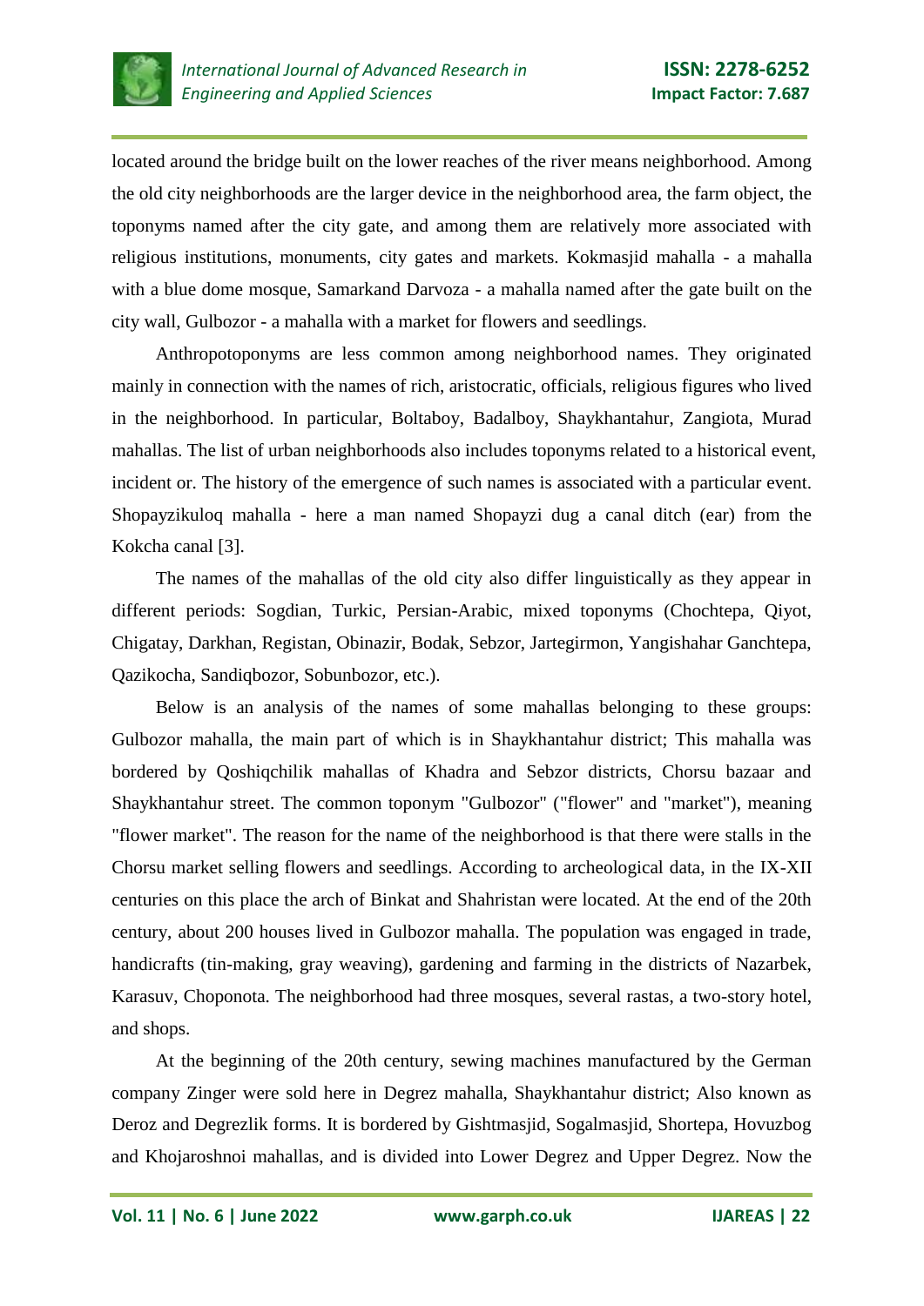located around the bridge built on the lower reaches of the river means neighborhood. Among the old city neighborhoods are the larger device in the neighborhood area, the farm object, the toponyms named after the city gate, and among them are relatively more associated with religious institutions, monuments, city gates and markets. Kokmasjid mahalla - a mahalla with a blue dome mosque, Samarkand Darvoza - a mahalla named after the gate built on the city wall, Gulbozor - a mahalla with a market for flowers and seedlings.

Anthropotoponyms are less common among neighborhood names. They originated mainly in connection with the names of rich, aristocratic, officials, religious figures who lived in the neighborhood. In particular, Boltaboy, Badalboy, Shaykhantahur, Zangiota, Murad mahallas. The list of urban neighborhoods also includes toponyms related to a historical event, incident or. The history of the emergence of such names is associated with a particular event. Shopayzikuloq mahalla - here a man named Shopayzi dug a canal ditch (ear) from the Kokcha canal [3].

The names of the mahallas of the old city also differ linguistically as they appear in different periods: Sogdian, Turkic, Persian-Arabic, mixed toponyms (Chochtepa, Qiyot, Chigatay, Darkhan, Registan, Obinazir, Bodak, Sebzor, Jartegirmon, Yangishahar Ganchtepa, Qazikocha, Sandiqbozor, Sobunbozor, etc.).

Below is an analysis of the names of some mahallas belonging to these groups: Gulbozor mahalla, the main part of which is in Shaykhantahur district; This mahalla was bordered by Qoshiqchilik mahallas of Khadra and Sebzor districts, Chorsu bazaar and Shaykhantahur street. The common toponym "Gulbozor" ("flower" and "market"), meaning "flower market". The reason for the name of the neighborhood is that there were stalls in the Chorsu market selling flowers and seedlings. According to archeological data, in the IX-XII centuries on this place the arch of Binkat and Shahristan were located. At the end of the 20th century, about 200 houses lived in Gulbozor mahalla. The population was engaged in trade, handicrafts (tin-making, gray weaving), gardening and farming in the districts of Nazarbek, Karasuv, Choponota. The neighborhood had three mosques, several rastas, a two-story hotel, and shops.

At the beginning of the 20th century, sewing machines manufactured by the German company Zinger were sold here in Degrez mahalla, Shaykhantahur district; Also known as Deroz and Degrezlik forms. It is bordered by Gishtmasjid, Sogalmasjid, Shortepa, Hovuzbog and Khojaroshnoi mahallas, and is divided into Lower Degrez and Upper Degrez. Now the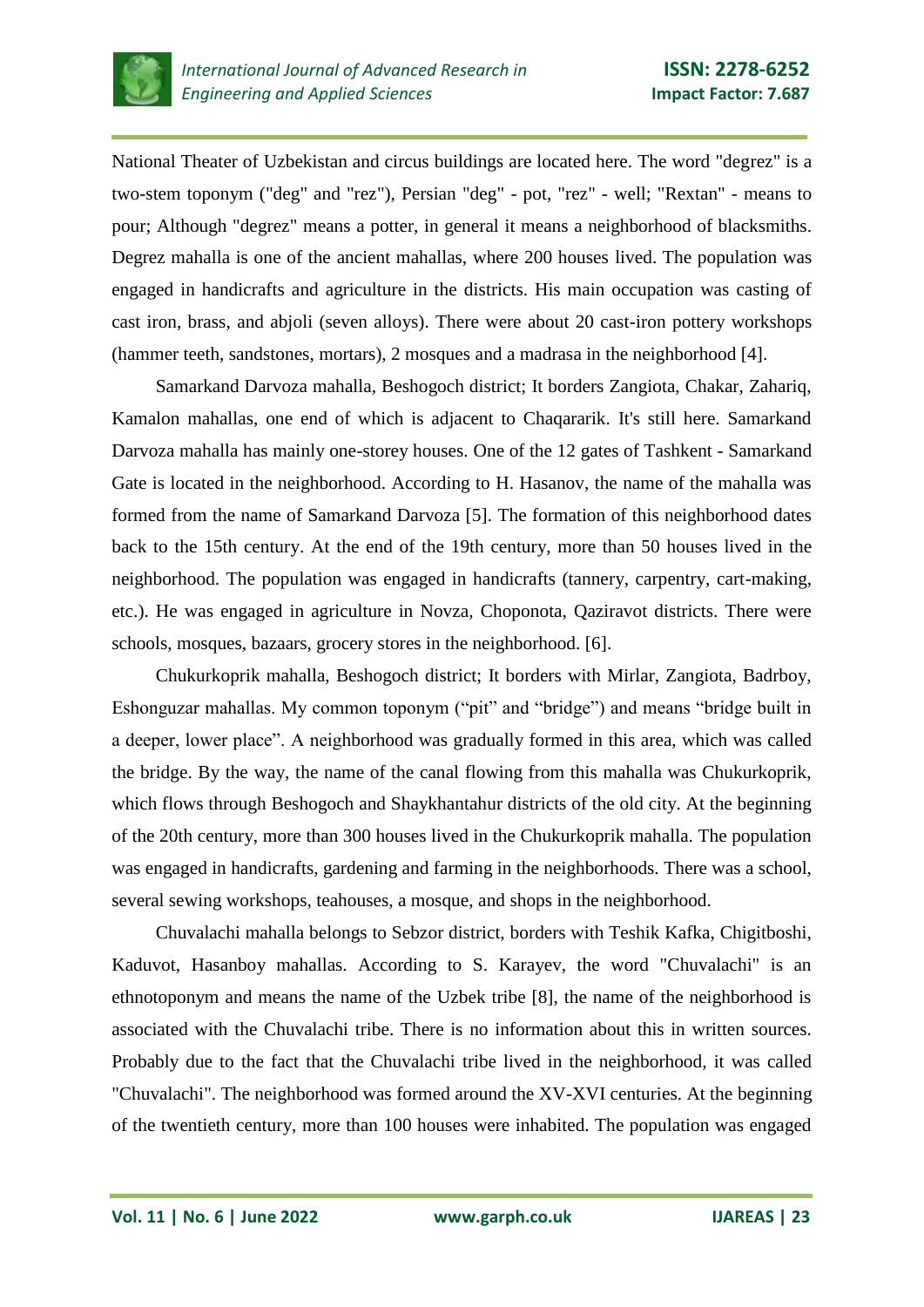National Theater of Uzbekistan and circus buildings are located here. The word "degrez" is a two-stem toponym ("deg" and "rez"), Persian "deg" - pot, "rez" - well; "Rextan" - means to pour; Although "degrez" means a potter, in general it means a neighborhood of blacksmiths. Degrez mahalla is one of the ancient mahallas, where 200 houses lived. The population was engaged in handicrafts and agriculture in the districts. His main occupation was casting of cast iron, brass, and abjoli (seven alloys). There were about 20 cast-iron pottery workshops (hammer teeth, sandstones, mortars), 2 mosques and a madrasa in the neighborhood [4].

Samarkand Darvoza mahalla, Beshogoch district; It borders Zangiota, Chakar, Zahariq, Kamalon mahallas, one end of which is adjacent to Chaqararik. It's still here. Samarkand Darvoza mahalla has mainly one-storey houses. One of the 12 gates of Tashkent - Samarkand Gate is located in the neighborhood. According to H. Hasanov, the name of the mahalla was formed from the name of Samarkand Darvoza [5]. The formation of this neighborhood dates back to the 15th century. At the end of the 19th century, more than 50 houses lived in the neighborhood. The population was engaged in handicrafts (tannery, carpentry, cart-making, etc.). He was engaged in agriculture in Novza, Choponota, Qaziravot districts. There were schools, mosques, bazaars, grocery stores in the neighborhood. [6].

Chukurkoprik mahalla, Beshogoch district; It borders with Mirlar, Zangiota, Badrboy, Eshonguzar mahallas. My common toponym ("pit" and "bridge") and means "bridge built in a deeper, lower place". A neighborhood was gradually formed in this area, which was called the bridge. By the way, the name of the canal flowing from this mahalla was Chukurkoprik, which flows through Beshogoch and Shaykhantahur districts of the old city. At the beginning of the 20th century, more than 300 houses lived in the Chukurkoprik mahalla. The population was engaged in handicrafts, gardening and farming in the neighborhoods. There was a school, several sewing workshops, teahouses, a mosque, and shops in the neighborhood.

Chuvalachi mahalla belongs to Sebzor district, borders with Teshik Kafka, Chigitboshi, Kaduvot, Hasanboy mahallas. According to S. Karayev, the word "Chuvalachi" is an ethnotoponym and means the name of the Uzbek tribe [8], the name of the neighborhood is associated with the Chuvalachi tribe. There is no information about this in written sources. Probably due to the fact that the Chuvalachi tribe lived in the neighborhood, it was called "Chuvalachi". The neighborhood was formed around the XV-XVI centuries. At the beginning of the twentieth century, more than 100 houses were inhabited. The population was engaged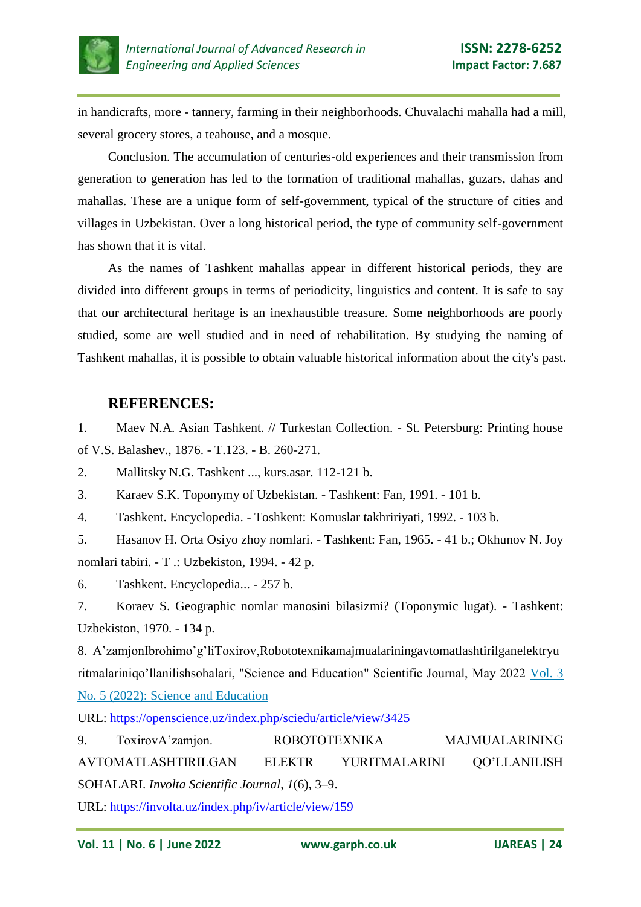in handicrafts, more - tannery, farming in their neighborhoods. Chuvalachi mahalla had a mill, several grocery stores, a teahouse, and a mosque.

Conclusion. The accumulation of centuries-old experiences and their transmission from generation to generation has led to the formation of traditional mahallas, guzars, dahas and mahallas. These are a unique form of self-government, typical of the structure of cities and villages in Uzbekistan. Over a long historical period, the type of community self-government has shown that it is vital.

As the names of Tashkent mahallas appear in different historical periods, they are divided into different groups in terms of periodicity, linguistics and content. It is safe to say that our architectural heritage is an inexhaustible treasure. Some neighborhoods are poorly studied, some are well studied and in need of rehabilitation. By studying the naming of Tashkent mahallas, it is possible to obtain valuable historical information about the city's past.

## REFERENCES:

1. Maev N.A. Asian Tashkent. // Turkestan Collection. - St. Petersburg: Printing house of V.S. Balashev., 1876. - T.123. - B. 260-271.
2. Mallitsky N.G. Tashkent ..., kurs.asar. 112-121 b.
3. Karaev S.K. Toponymy of Uzbekistan. - Tashkent: Fan, 1991. - 101 b.
4. Tashkent. Encyclopedia. - Toshkent: Komuslar takhririyati, 1992. - 103 b.
5. Hasanov H. Orta Osiyo zhoy nomlari. - Tashkent: Fan, 1965. - 41 b.; Okhunov N. Joy nomlari tabiri. - T .: Uzbekiston, 1994. - 42 p.
6. Tashkent. Encyclopedia... - 257 b.
7. Koraev S. Geographic nomlar manosini bilasizmi? (Toponymic lugat). - Tashkent: Uzbekiston, 1970. - 134 p.
8. A'zamjonIbrohimo'g'liToxirov,Robototexnikamajmualariningavtomatlashtirilganelektryuritmalariniqo'llanilishsohalari, "Science and Education" Scientific Journal, May 2022 Vol. 3 No. 5 (2022): Science and Education

   URL: https://openscience.uz/index.php/sciedu/article/view/3425
9. ToxirovA'zamjon. ROBOTOTEXNIKA MAJMUALARINING AVTOMATLASHTIRILGAN ELEKTR YURITMALARINI QO'LLANILISH SOHALARI. *Involta Scientific Journal*, *1*(6), 3–9.

   URL: https://involta.uz/index.php/iv/article/view/159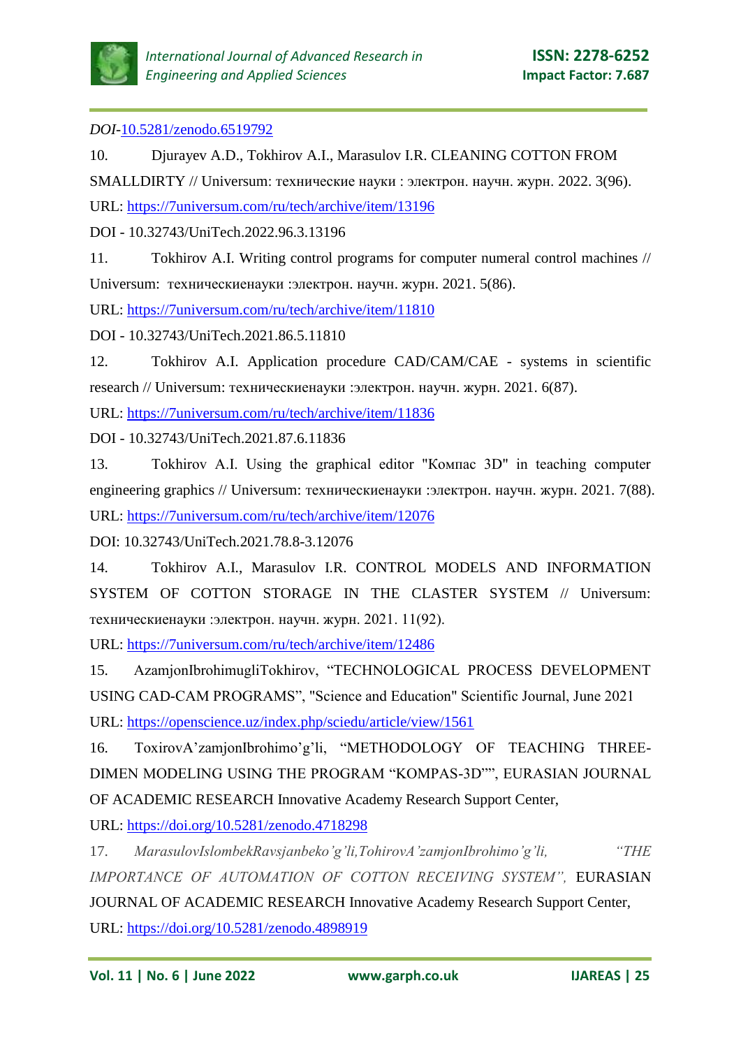*DOI*-10.5281/zenodo.6519792

10. Djurayev A.D., Tokhirov A.I., Marasulov I.R. CLEANING COTTON FROM SMALLDIRTY // Universum: технические науки : электрон. научн. журн. 2022. 3(96). URL: https://7universum.com/ru/tech/archive/item/13196 DOI - 10.32743/UniTech.2022.96.3.13196

11. Tokhirov A.I. Writing control programs for computer numeral control machines // Universum: техническиенауки :электрон. научн. журн. 2021. 5(86). URL: https://7universum.com/ru/tech/archive/item/11810 DOI - 10.32743/UniTech.2021.86.5.11810

12. Tokhirov A.I. Application procedure CAD/CAM/CAE - systems in scientific research // Universum: техническиенауки :электрон. научн. журн. 2021. 6(87). URL: https://7universum.com/ru/tech/archive/item/11836 DOI - 10.32743/UniTech.2021.87.6.11836

13. Tokhirov A.I. Using the graphical editor "Компас 3D" in teaching computer engineering graphics // Universum: техническиенауки :электрон. научн. журн. 2021. 7(88). URL: https://7universum.com/ru/tech/archive/item/12076 DOI: 10.32743/UniTech.2021.78.8-3.12076

14. Tokhirov A.I., Marasulov I.R. CONTROL MODELS AND INFORMATION SYSTEM OF COTTON STORAGE IN THE CLASTER SYSTEM // Universum: техническиенауки :электрон. научн. журн. 2021. 11(92). URL: https://7universum.com/ru/tech/archive/item/12486

15. AzamjonIbrohimugliTokhirov, "TECHNOLOGICAL PROCESS DEVELOPMENT USING CAD-CAM PROGRAMS", "Science and Education" Scientific Journal, June 2021 URL: https://openscience.uz/index.php/sciedu/article/view/1561

16. ToxirovA'zamjonIbrohimo'g'li, "METHODOLOGY OF TEACHING THREE-DIMEN MODELING USING THE PROGRAM "KOMPAS-3D"", EURASIAN JOURNAL OF ACADEMIC RESEARCH Innovative Academy Research Support Center, URL: https://doi.org/10.5281/zenodo.4718298

17. *MarasulovIslombekRavsjanbeko'g'li,TohirovA'zamjonIbrohimo'g'li, "THE IMPORTANCE OF AUTOMATION OF COTTON RECEIVING SYSTEM",* EURASIAN JOURNAL OF ACADEMIC RESEARCH Innovative Academy Research Support Center, URL: https://doi.org/10.5281/zenodo.4898919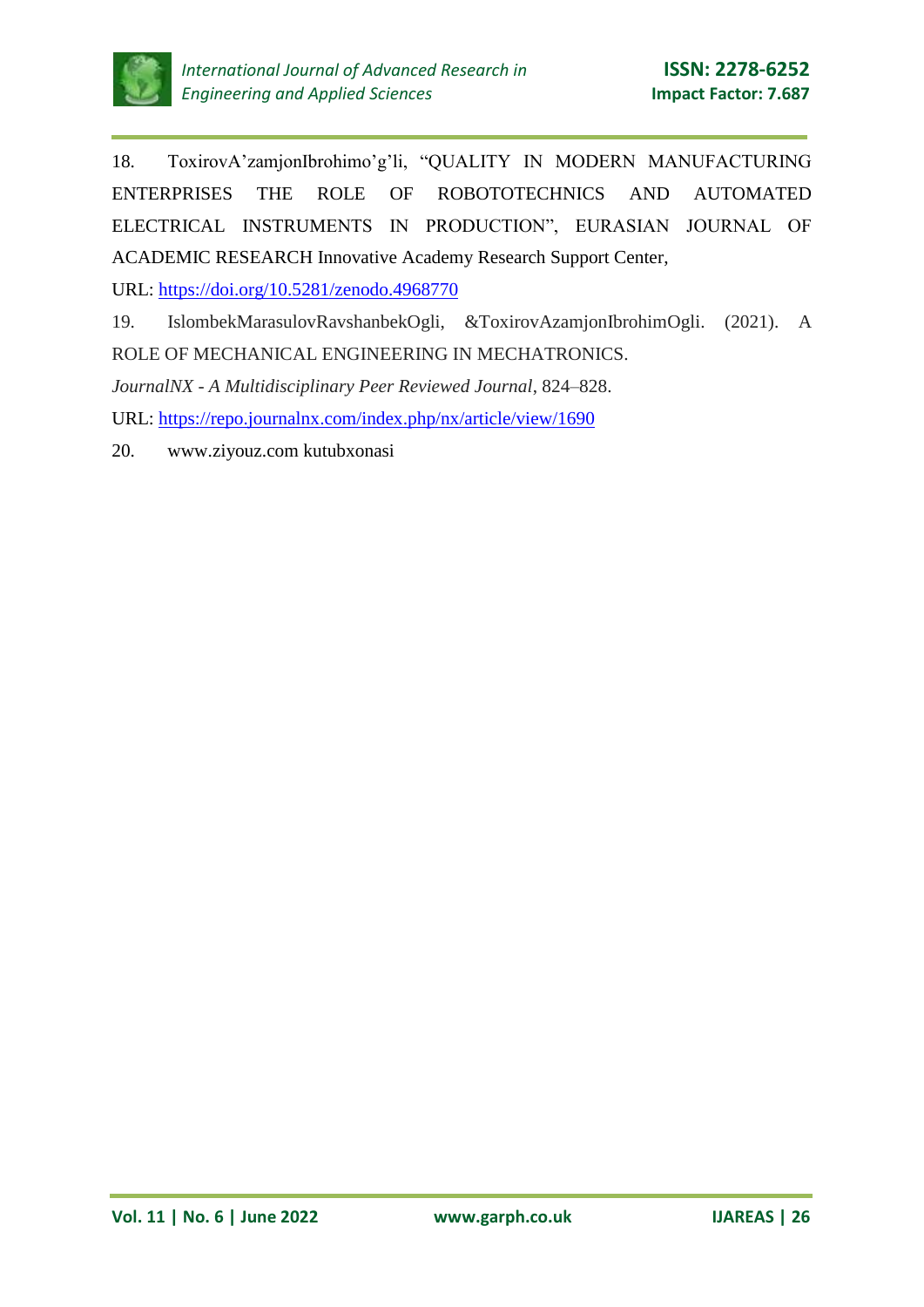18. ToxirovA'zamjonIbrohimo'g'li, "QUALITY IN MODERN MANUFACTURING ENTERPRISES THE ROLE OF ROBOTOTECHNICS AND AUTOMATED ELECTRICAL INSTRUMENTS IN PRODUCTION", EURASIAN JOURNAL OF ACADEMIC RESEARCH Innovative Academy Research Support Center, URL: https://doi.org/10.5281/zenodo.4968770

19. IslombekMarasulovRavshanbekOgli, &ToxirovAzamjonIbrohimOgli. (2021). A ROLE OF MECHANICAL ENGINEERING IN MECHATRONICS. *JournalNX - A Multidisciplinary Peer Reviewed Journal*, 824–828. URL: https://repo.journalnx.com/index.php/nx/article/view/1690

20. www.ziyouz.com kutubxonasi